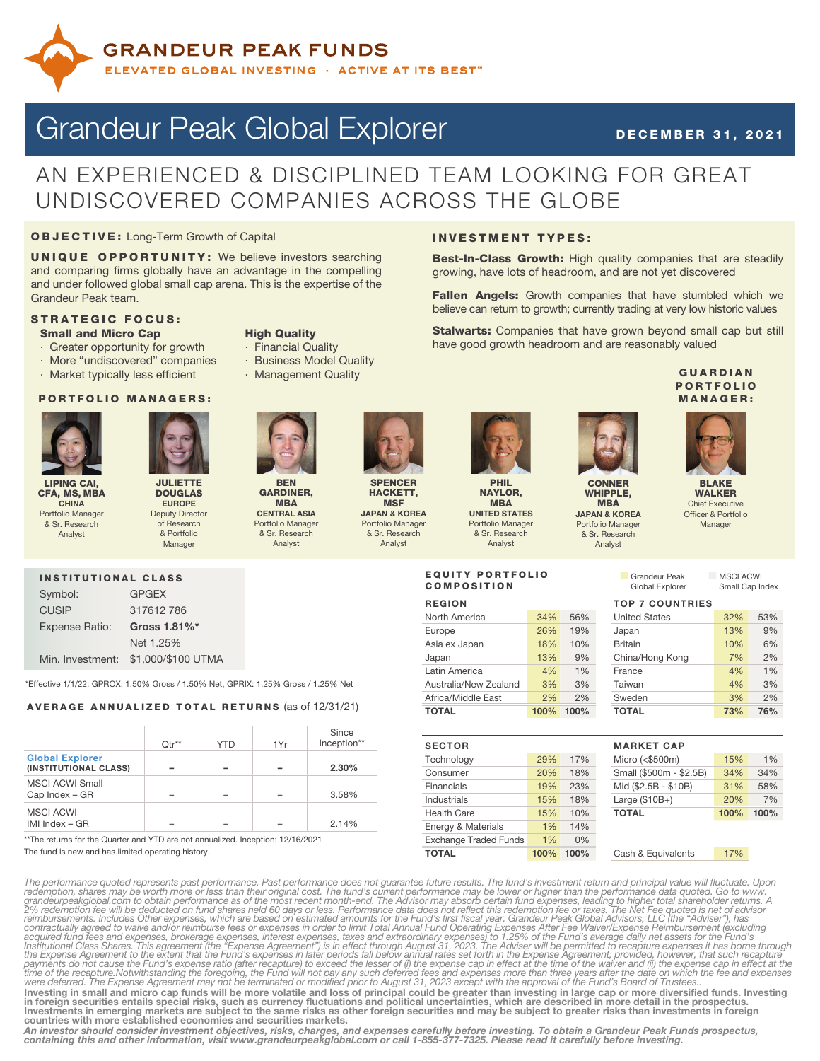# GRANDEUR PEAK FUNDS

ELEVATED GLOBAL INVESTING · ACTIVE AT ITS BEST™

# Grandeur Peak Global Explorer

**DECEMBER 31, 2021**

## AN EXPERIENCED & DISCIPLINED TEAM LOOKING FOR GREAT UNDISCOVERED COMPANIES ACROSS THE GLOBE

**OBJECTIVE:** Long-Term Growth of Capital

**UNIQUE OPPORTUNITY:** We believe investors searching and comparing firms globally have an advantage in the compelling and under followed global small cap arena. This is the expertise of the Grandeur Peak team.

### STRATEGIC FOCUS:

**Small and Micro Cap**
- Greater opportunity for growth
- More "undiscovered" companies
- Market typically less efficient

**High Quality**
- Financial Quality
- Business Model Quality
- Management Quality

### INVESTMENT TYPES:

**Best-In-Class Growth:** High quality companies that are steadily growing, have lots of headroom, and are not yet discovered

**Fallen Angels:** Growth companies that have stumbled which we believe can return to growth; currently trading at very low historic values

**Stalwarts:** Companies that have grown beyond small cap but still have good growth headroom and are reasonably valued

### PORTFOLIO MANAGERS:

**LIPING CAI, CFA, MS, MBA**
CHINA
Portfolio Manager & Sr. Research Analyst

**JULIETTE DOUGLAS**
EUROPE
Deputy Director of Research & Portfolio Manager

**BEN GARDINER, MBA**
CENTRAL ASIA
Portfolio Manager & Sr. Research Analyst

**SPENCER HACKETT, MSF**
JAPAN & KOREA
Portfolio Manager & Sr. Research Analyst

**PHIL NAYLOR, MBA**
UNITED STATES
Portfolio Manager & Sr. Research Analyst

**CONNER WHIPPLE, MBA**
JAPAN & KOREA
Portfolio Manager & Sr. Research Analyst

### GUARDIAN PORTFOLIO MANAGER:

**BLAKE WALKER**
Chief Executive Officer & Portfolio Manager

### INSTITUTIONAL CLASS

| | |
|---|---|
| Symbol: | GPGEX |
| CUSIP | 317612 786 |
| Expense Ratio: | **Gross 1.81%*** |
| | Net 1.25% |
| Min. Investment: | $1,000/$100 UTMA |

*Effective 1/1/22: GPROX: 1.50% Gross / 1.50% Net, GPRIX: 1.25% Gross / 1.25% Net

### AVERAGE ANNUALIZED TOTAL RETURNS (as of 12/31/21)

| | Qtr** | YTD | 1Yr | Since Inception** |
|---|---|---|---|---|
| **Global Explorer (INSTITUTIONAL CLASS)** | – | – | – | **2.30%** |
| MSCI ACWI Small Cap Index – GR | – | – | – | 3.58% |
| MSCI ACWI IMI Index – GR | – | – | – | 2.14% |

**The returns for the Quarter and YTD are not annualized. Inception: 12/16/2021
The fund is new and has limited operating history.

### EQUITY PORTFOLIO COMPOSITION

(Grandeur Peak Global Explorer / MSCI ACWI Small Cap Index)

| REGION | Grandeur Peak Global Explorer | MSCI ACWI Small Cap Index |
|---|---|---|
| North America | 34% | 56% |
| Europe | 26% | 19% |
| Asia ex Japan | 18% | 10% |
| Japan | 13% | 9% |
| Latin America | 4% | 1% |
| Australia/New Zealand | 3% | 3% |
| Africa/Middle East | 2% | 2% |
| **TOTAL** | **100%** | **100%** |

| TOP 7 COUNTRIES | Grandeur Peak Global Explorer | MSCI ACWI Small Cap Index |
|---|---|---|
| United States | 32% | 53% |
| Japan | 13% | 9% |
| Britain | 10% | 6% |
| China/Hong Kong | 7% | 2% |
| France | 4% | 1% |
| Taiwan | 4% | 3% |
| Sweden | 3% | 2% |
| **TOTAL** | **73%** | **76%** |

| SECTOR | Grandeur Peak Global Explorer | MSCI ACWI Small Cap Index |
|---|---|---|
| Technology | 29% | 17% |
| Consumer | 20% | 18% |
| Financials | 19% | 23% |
| Industrials | 15% | 18% |
| Health Care | 15% | 10% |
| Energy & Materials | 1% | 14% |
| Exchange Traded Funds | 1% | 0% |
| **TOTAL** | **100%** | **100%** |

| MARKET CAP | Grandeur Peak Global Explorer | MSCI ACWI Small Cap Index |
|---|---|---|
| Micro (<$500m) | 15% | 1% |
| Small ($500m - $2.5B) | 34% | 34% |
| Mid ($2.5B - $10B) | 31% | 58% |
| Large ($10B+) | 20% | 7% |
| **TOTAL** | **100%** | **100%** |

| | |
|---|---|
| Cash & Equivalents | 17% |

*The performance quoted represents past performance. Past performance does not guarantee future results. The fund's investment return and principal value will fluctuate. Upon redemption, shares may be worth more or less than their original cost. The fund's current performance may be lower or higher than the performance data quoted. Go to www.grandeurpeakglobal.com to obtain performance as of the most recent month-end. The Advisor may absorb certain fund expenses, leading to higher total shareholder returns. A 2% redemption fee will be deducted on fund shares held 60 days or less. Performance data does not reflect this redemption fee or taxes. The Net Fee quoted is net of advisor reimbursements. Includes Other expenses, which are based on estimated amounts for the Fund's first fiscal year. Grandeur Peak Global Advisors, LLC (the "Adviser"), has contractually agreed to waive and/or reimburse fees or expenses in order to limit Total Annual Fund Operating Expenses After Fee Waiver/Expense Reimbursement (excluding acquired fund fees and expenses, brokerage expenses, interest expenses, taxes and extraordinary expenses) to 1.25% of the Fund's average daily net assets for the Fund's Institutional Class Shares. This agreement (the "Expense Agreement") is in effect through August 31, 2023. The Adviser will be permitted to recapture expenses it has borne through the Expense Agreement to the extent that the Fund's expenses in later periods fall below annual rates set forth in the Expense Agreement; provided, however, that such recapture payments do not cause the Fund's expense ratio (after recapture) to exceed the lesser of (i) the expense cap in effect at the time of the waiver and (ii) the expense cap in effect at the time of the recapture.Notwithstanding the foregoing, the Fund will not pay any such deferred fees and expenses more than three years after the date on which the fee and expenses were deferred. The Expense Agreement may not be terminated or modified prior to August 31, 2023 except with the approval of the Fund's Board of Trustees..*

**Investing in small and micro cap funds will be more volatile and loss of principal could be greater than investing in large cap or more diversified funds. Investing in foreign securities entails special risks, such as currency fluctuations and political uncertainties, which are described in more detail in the prospectus. Investments in emerging markets are subject to the same risks as other foreign securities and may be subject to greater risks than investments in foreign countries with more established economies and securities markets.**

***An investor should consider investment objectives, risks, charges, and expenses carefully before investing. To obtain a Grandeur Peak Funds prospectus, containing this and other information, visit www.grandeurpeakglobal.com or call 1-855-377-7325. Please read it carefully before investing.***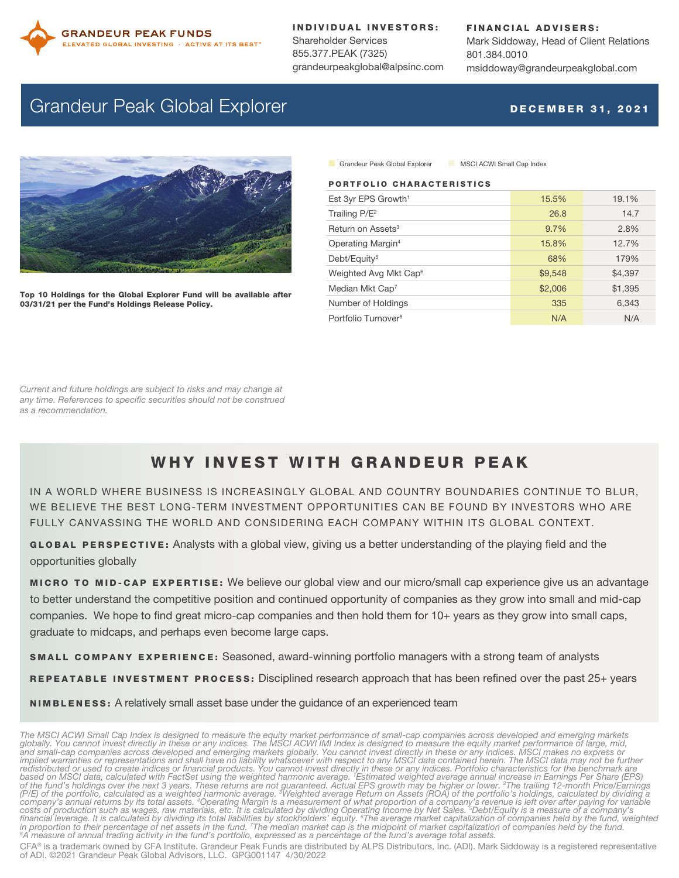GRANDEUR PEAK FUNDS
ELEVATED GLOBAL INVESTING · ACTIVE AT ITS BEST™

**INDIVIDUAL INVESTORS:**
Shareholder Services
855.377.PEAK (7325)
grandeurpeakglobal@alpsinc.com

**FINANCIAL ADVISERS:**
Mark Siddoway, Head of Client Relations
801.384.0010
msiddoway@grandeurpeakglobal.com

# Grandeur Peak Global Explorer

**DECEMBER 31, 2021**

**Top 10 Holdings for the Global Explorer Fund will be available after 03/31/21 per the Fund's Holdings Release Policy.**

*Current and future holdings are subject to risks and may change at any time. References to specific securities should not be construed as a recommendation.*

**PORTFOLIO CHARACTERISTICS**

| | Grandeur Peak Global Explorer | MSCI ACWI Small Cap Index |
|---|---|---|
| Est 3yr EPS Growth[1] | 15.5% | 19.1% |
| Trailing P/E[2] | 26.8 | 14.7 |
| Return on Assets[3] | 9.7% | 2.8% |
| Operating Margin[4] | 15.8% | 12.7% |
| Debt/Equity[5] | 68% | 179% |
| Weighted Avg Mkt Cap[6] | $9,548 | $4,397 |
| Median Mkt Cap[7] | $2,006 | $1,395 |
| Number of Holdings | 335 | 6,343 |
| Portfolio Turnover[8] | N/A | N/A |

## WHY INVEST WITH GRANDEUR PEAK

IN A WORLD WHERE BUSINESS IS INCREASINGLY GLOBAL AND COUNTRY BOUNDARIES CONTINUE TO BLUR, WE BELIEVE THE BEST LONG-TERM INVESTMENT OPPORTUNITIES CAN BE FOUND BY INVESTORS WHO ARE FULLY CANVASSING THE WORLD AND CONSIDERING EACH COMPANY WITHIN ITS GLOBAL CONTEXT.

**GLOBAL PERSPECTIVE:** Analysts with a global view, giving us a better understanding of the playing field and the opportunities globally

**MICRO TO MID-CAP EXPERTISE:** We believe our global view and our micro/small cap experience give us an advantage to better understand the competitive position and continued opportunity of companies as they grow into small and mid-cap companies. We hope to find great micro-cap companies and then hold them for 10+ years as they grow into small caps, graduate to midcaps, and perhaps even become large caps.

**SMALL COMPANY EXPERIENCE:** Seasoned, award-winning portfolio managers with a strong team of analysts

**REPEATABLE INVESTMENT PROCESS:** Disciplined research approach that has been refined over the past 25+ years

**NIMBLENESS:** A relatively small asset base under the guidance of an experienced team

*The MSCI ACWI Small Cap Index is designed to measure the equity market performance of small-cap companies across developed and emerging markets globally. You cannot invest directly in these or any indices. The MSCI ACWI IMI Index is designed to measure the equity market performance of large, mid, and small-cap companies across developed and emerging markets globally. You cannot invest directly in these or any indices. MSCI makes no express or implied warranties or representations and shall have no liability whatsoever with respect to any MSCI data contained herein. The MSCI data may not be further redistributed or used to create indices or financial products. You cannot invest directly in these or any indices. Portfolio characteristics for the benchmark are based on MSCI data, calculated with FactSet using the weighted harmonic average. [1]Estimated weighted average annual increase in Earnings Per Share (EPS) of the fund's holdings over the next 3 years. These returns are not guaranteed. Actual EPS growth may be higher or lower. [2]The trailing 12-month Price/Earnings (P/E) of the portfolio, calculated as a weighted harmonic average. [3]Weighted average Return on Assets (ROA) of the portfolio's holdings, calculated by dividing a company's annual returns by its total assets. [4]Operating Margin is a measurement of what proportion of a company's revenue is left over after paying for variable costs of production such as wages, raw materials, etc. It is calculated by dividing Operating Income by Net Sales. [5]Debt/Equity is a measure of a company's financial leverage. It is calculated by dividing its total liabilities by stockholders' equity. [6]The average market capitalization of companies held by the fund, weighted in proportion to their percentage of net assets in the fund. [7]The median market cap is the midpoint of market capitalization of companies held by the fund. [8]A measure of annual trading activity in the fund's portfolio, expressed as a percentage of the fund's average total assets.*

CFA® is a trademark owned by CFA Institute. Grandeur Peak Funds are distributed by ALPS Distributors, Inc. (ADI). Mark Siddoway is a registered representative of ADI. ©2021 Grandeur Peak Global Advisors, LLC. GPG001147 4/30/2022